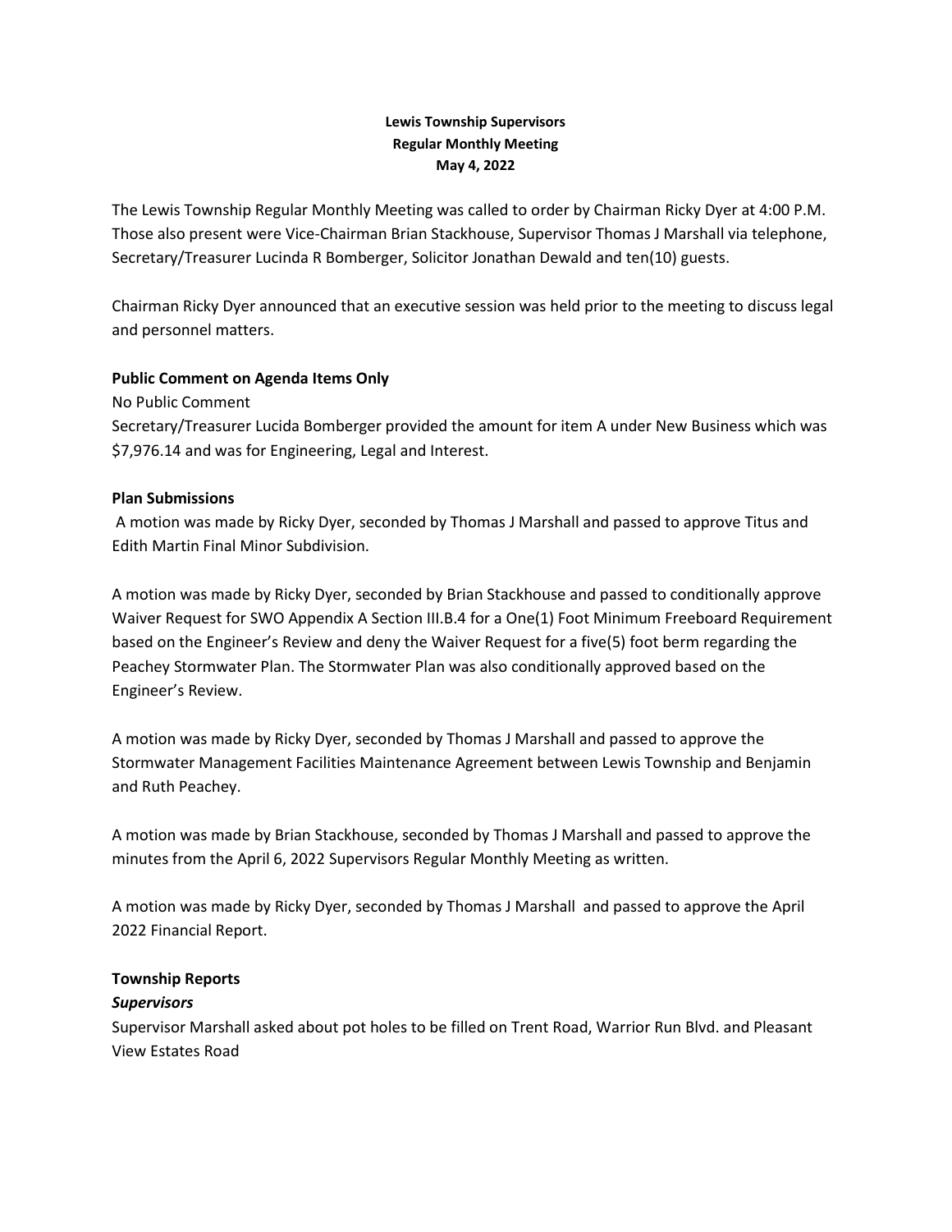**Lewis Township Supervisors**
**Regular Monthly Meeting**
**May 4, 2022**

The Lewis Township Regular Monthly Meeting was called to order by Chairman Ricky Dyer at 4:00 P.M. Those also present were Vice-Chairman Brian Stackhouse, Supervisor Thomas J Marshall via telephone, Secretary/Treasurer Lucinda R Bomberger, Solicitor Jonathan Dewald and ten(10) guests.

Chairman Ricky Dyer announced that an executive session was held prior to the meeting to discuss legal and personnel matters.

**Public Comment on Agenda Items Only**

No Public Comment

Secretary/Treasurer Lucida Bomberger provided the amount for item A under New Business which was $7,976.14 and was for Engineering, Legal and Interest.

**Plan Submissions**

A motion was made by Ricky Dyer, seconded by Thomas J Marshall and passed to approve Titus and Edith Martin Final Minor Subdivision.

A motion was made by Ricky Dyer, seconded by Brian Stackhouse and passed to conditionally approve Waiver Request for SWO Appendix A Section III.B.4 for a One(1) Foot Minimum Freeboard Requirement based on the Engineer's Review and deny the Waiver Request for a five(5) foot berm regarding the Peachey Stormwater Plan. The Stormwater Plan was also conditionally approved based on the Engineer's Review.

A motion was made by Ricky Dyer, seconded by Thomas J Marshall and passed to approve the Stormwater Management Facilities Maintenance Agreement between Lewis Township and Benjamin and Ruth Peachey.

A motion was made by Brian Stackhouse, seconded by Thomas J Marshall and passed to approve the minutes from the April 6, 2022 Supervisors Regular Monthly Meeting as written.

A motion was made by Ricky Dyer, seconded by Thomas J Marshall and passed to approve the April 2022 Financial Report.

**Township Reports**

***Supervisors***

Supervisor Marshall asked about pot holes to be filled on Trent Road, Warrior Run Blvd. and Pleasant View Estates Road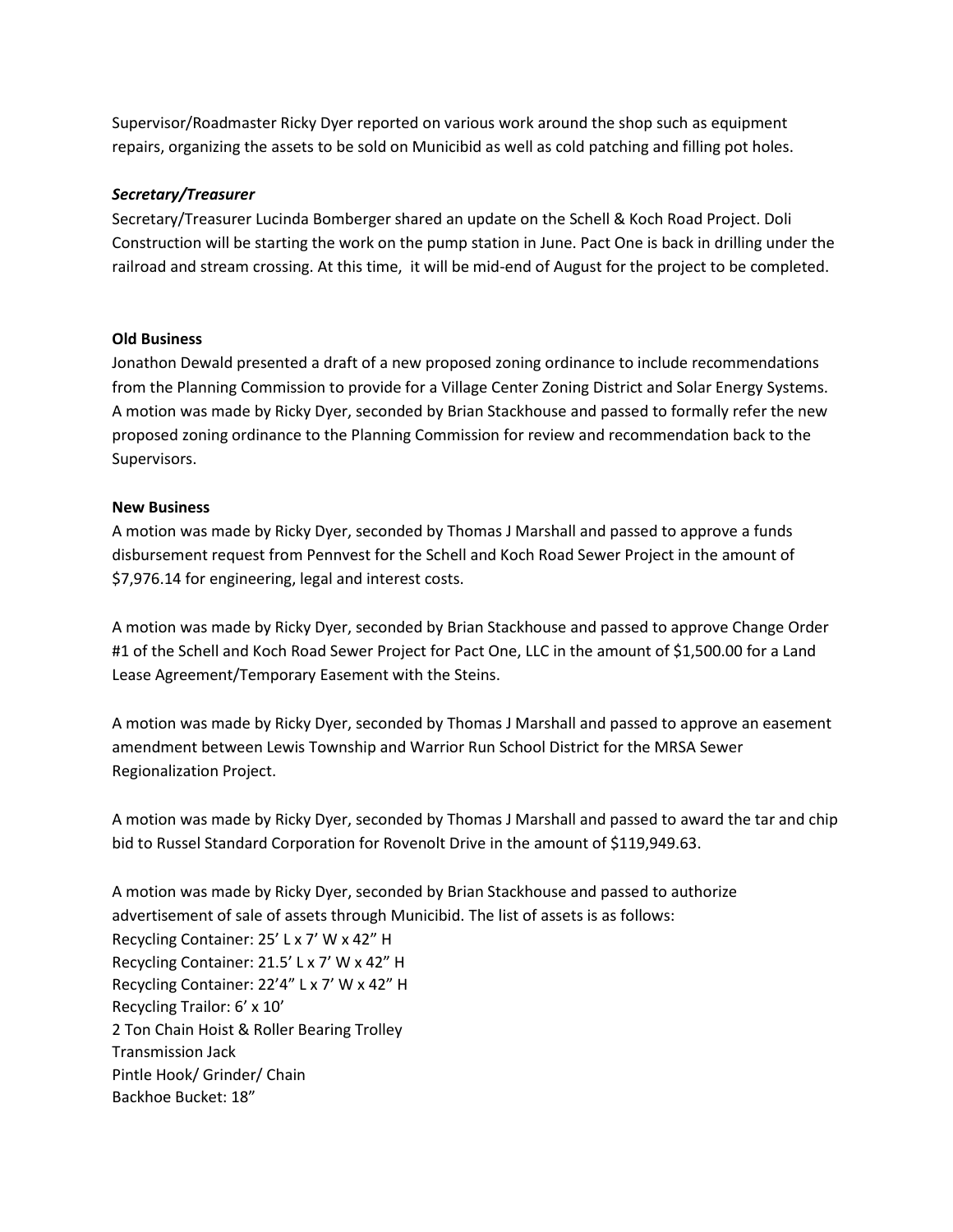Supervisor/Roadmaster Ricky Dyer reported on various work around the shop such as equipment repairs, organizing the assets to be sold on Municibid as well as cold patching and filling pot holes.

### *Secretary/Treasurer*

Secretary/Treasurer Lucinda Bomberger shared an update on the Schell & Koch Road Project. Doli Construction will be starting the work on the pump station in June. Pact One is back in drilling under the railroad and stream crossing. At this time, it will be mid-end of August for the project to be completed.

### **Old Business**

Jonathon Dewald presented a draft of a new proposed zoning ordinance to include recommendations from the Planning Commission to provide for a Village Center Zoning District and Solar Energy Systems. A motion was made by Ricky Dyer, seconded by Brian Stackhouse and passed to formally refer the new proposed zoning ordinance to the Planning Commission for review and recommendation back to the Supervisors.

### **New Business**

A motion was made by Ricky Dyer, seconded by Thomas J Marshall and passed to approve a funds disbursement request from Pennvest for the Schell and Koch Road Sewer Project in the amount of $7,976.14 for engineering, legal and interest costs.

A motion was made by Ricky Dyer, seconded by Brian Stackhouse and passed to approve Change Order #1 of the Schell and Koch Road Sewer Project for Pact One, LLC in the amount of $1,500.00 for a Land Lease Agreement/Temporary Easement with the Steins.

A motion was made by Ricky Dyer, seconded by Thomas J Marshall and passed to approve an easement amendment between Lewis Township and Warrior Run School District for the MRSA Sewer Regionalization Project.

A motion was made by Ricky Dyer, seconded by Thomas J Marshall and passed to award the tar and chip bid to Russel Standard Corporation for Rovenolt Drive in the amount of $119,949.63.

A motion was made by Ricky Dyer, seconded by Brian Stackhouse and passed to authorize advertisement of sale of assets through Municibid. The list of assets is as follows:
Recycling Container: 25' L x 7' W x 42" H
Recycling Container: 21.5' L x 7' W x 42" H
Recycling Container: 22'4" L x 7' W x 42" H
Recycling Trailor: 6' x 10'
2 Ton Chain Hoist & Roller Bearing Trolley
Transmission Jack
Pintle Hook/ Grinder/ Chain
Backhoe Bucket: 18"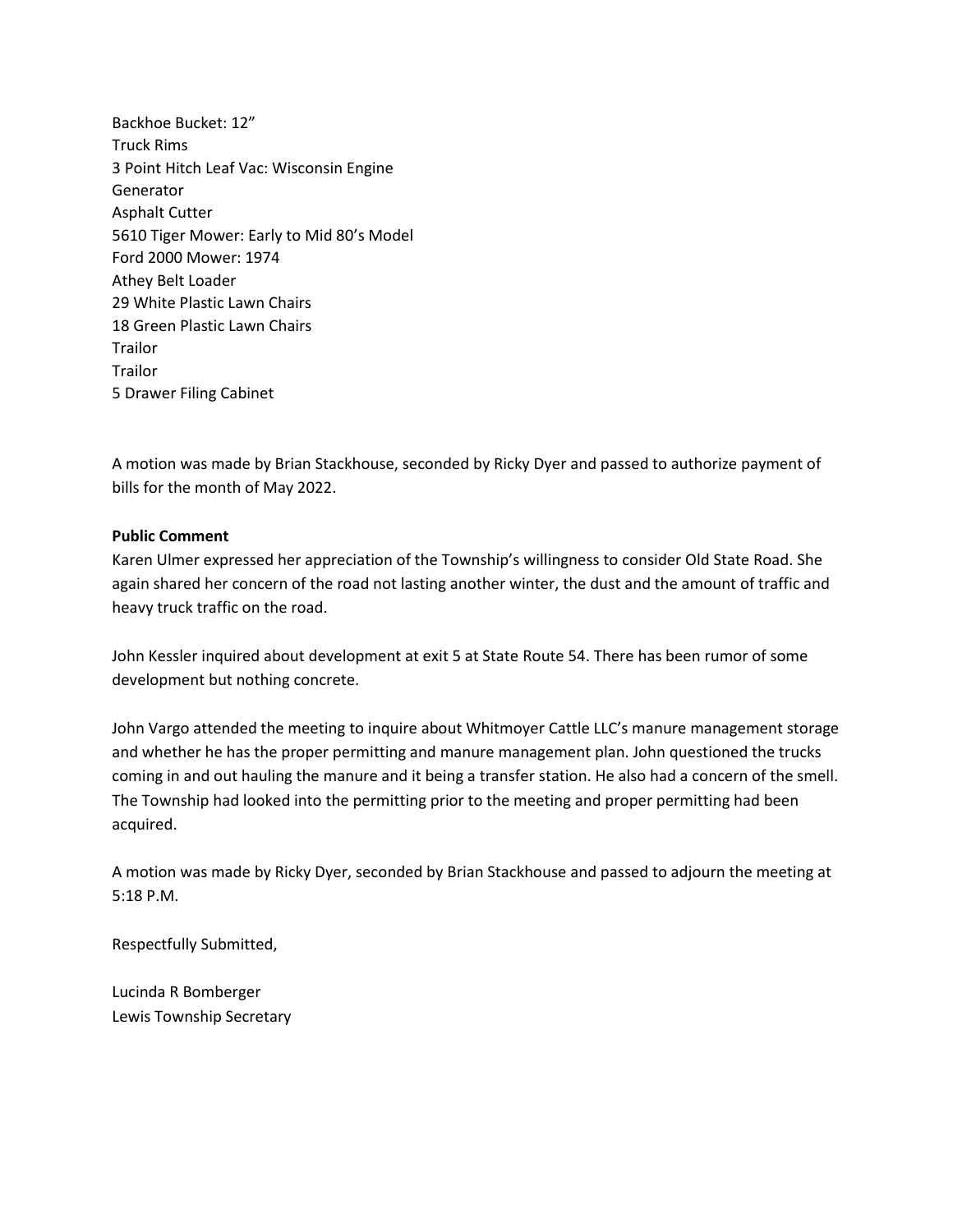Backhoe Bucket: 12”
Truck Rims
3 Point Hitch Leaf Vac: Wisconsin Engine
Generator
Asphalt Cutter
5610 Tiger Mower: Early to Mid 80’s Model
Ford 2000 Mower: 1974
Athey Belt Loader
29 White Plastic Lawn Chairs
18 Green Plastic Lawn Chairs
Trailor
Trailor
5 Drawer Filing Cabinet

A motion was made by Brian Stackhouse, seconded by Ricky Dyer and passed to authorize payment of bills for the month of May 2022.

**Public Comment**

Karen Ulmer expressed her appreciation of the Township’s willingness to consider Old State Road. She again shared her concern of the road not lasting another winter, the dust and the amount of traffic and heavy truck traffic on the road.

John Kessler inquired about development at exit 5 at State Route 54. There has been rumor of some development but nothing concrete.

John Vargo attended the meeting to inquire about Whitmoyer Cattle LLC’s manure management storage and whether he has the proper permitting and manure management plan. John questioned the trucks coming in and out hauling the manure and it being a transfer station. He also had a concern of the smell. The Township had looked into the permitting prior to the meeting and proper permitting had been acquired.

A motion was made by Ricky Dyer, seconded by Brian Stackhouse and passed to adjourn the meeting at 5:18 P.M.

Respectfully Submitted,

Lucinda R Bomberger
Lewis Township Secretary